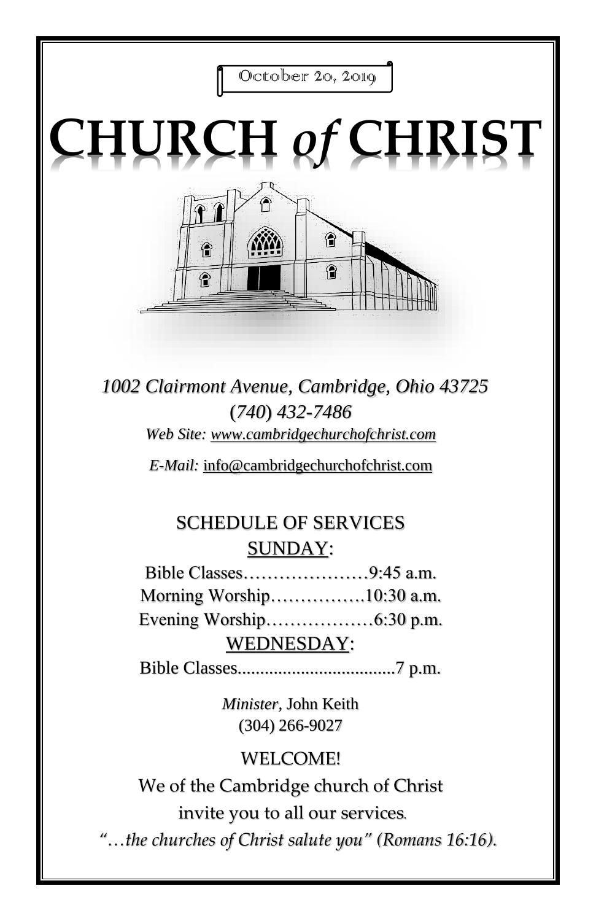October 20, 2019

# CHURCH *of* CHRIST

*1002 Clairmont Avenue, Cambridge, Ohio 43725*
*(740) 432-7486*
*Web Site: www.cambridgechurchofchrist.com*

*E-Mail:* info@cambridgechurchofchrist.com

## SCHEDULE OF SERVICES

### SUNDAY:

Bible Classes…………………9:45 a.m.
Morning Worship…………….10:30 a.m.
Evening Worship………………6:30 p.m.

### WEDNESDAY:

Bible Classes...................................7 p.m.

*Minister,* John Keith
(304) 266-9027

WELCOME!
We of the Cambridge church of Christ
invite you to all our services.
*"…the churches of Christ salute you" (Romans 16:16).*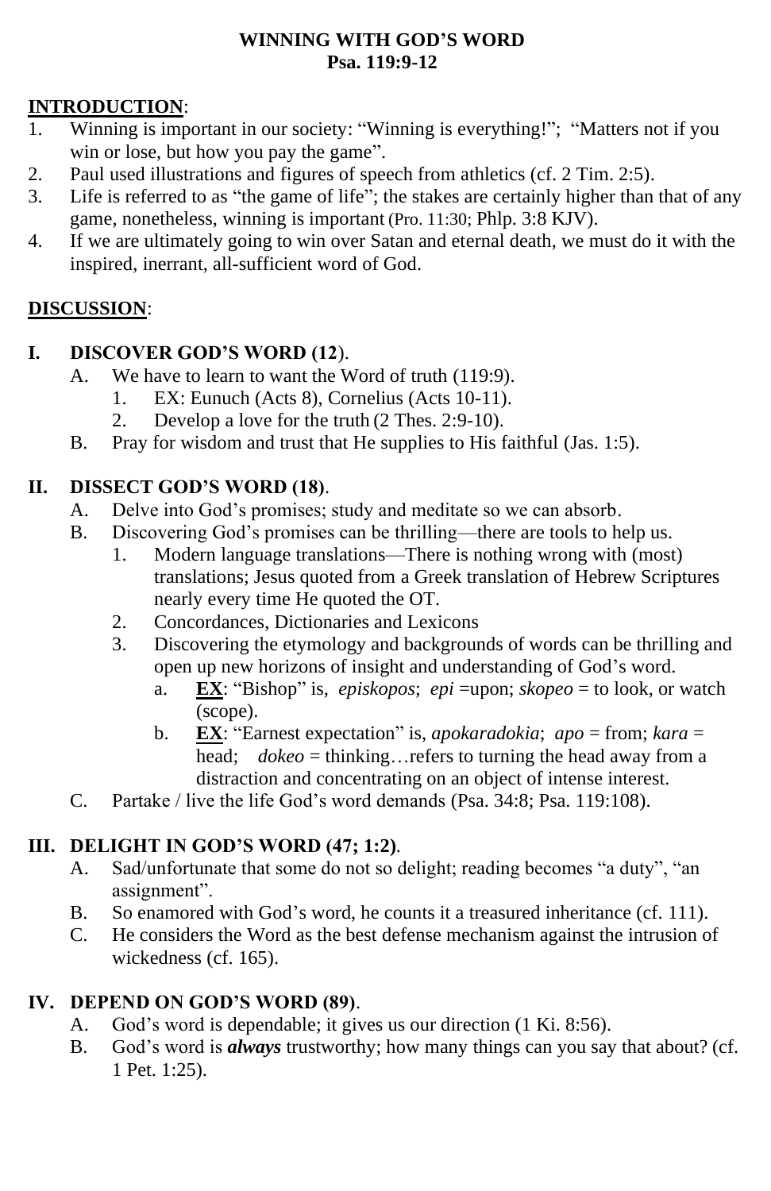**WINNING WITH GOD'S WORD**
**Psa. 119:9-12**

**INTRODUCTION**:

1. Winning is important in our society: "Winning is everything!"; "Matters not if you win or lose, but how you pay the game".
2. Paul used illustrations and figures of speech from athletics (cf. 2 Tim. 2:5).
3. Life is referred to as "the game of life"; the stakes are certainly higher than that of any game, nonetheless, winning is important (Pro. 11:30; Phlp. 3:8 KJV).
4. If we are ultimately going to win over Satan and eternal death, we must do it with the inspired, inerrant, all-sufficient word of God.

**DISCUSSION**:

**I. DISCOVER GOD'S WORD (12)**.

- A. We have to learn to want the Word of truth (119:9).
  1. EX: Eunuch (Acts 8), Cornelius (Acts 10-11).
  2. Develop a love for the truth (2 Thes. 2:9-10).
- B. Pray for wisdom and trust that He supplies to His faithful (Jas. 1:5).

**II. DISSECT GOD'S WORD (18)**.

- A. Delve into God's promises; study and meditate so we can absorb.
- B. Discovering God's promises can be thrilling—there are tools to help us.
  1. Modern language translations—There is nothing wrong with (most) translations; Jesus quoted from a Greek translation of Hebrew Scriptures nearly every time He quoted the OT.
  2. Concordances, Dictionaries and Lexicons
  3. Discovering the etymology and backgrounds of words can be thrilling and open up new horizons of insight and understanding of God's word.
     - a. **EX**: "Bishop" is, *episkopos*; *epi* =upon; *skopeo* = to look, or watch (scope).
     - b. **EX**: "Earnest expectation" is, *apokaradokia*; *apo* = from; *kara* = head; *dokeo* = thinking…refers to turning the head away from a distraction and concentrating on an object of intense interest.
- C. Partake / live the life God's word demands (Psa. 34:8; Psa. 119:108).

**III. DELIGHT IN GOD'S WORD (47; 1:2)**.

- A. Sad/unfortunate that some do not so delight; reading becomes "a duty", "an assignment".
- B. So enamored with God's word, he counts it a treasured inheritance (cf. 111).
- C. He considers the Word as the best defense mechanism against the intrusion of wickedness (cf. 165).

**IV. DEPEND ON GOD'S WORD (89)**.

- A. God's word is dependable; it gives us our direction (1 Ki. 8:56).
- B. God's word is ***always*** trustworthy; how many things can you say that about? (cf. 1 Pet. 1:25).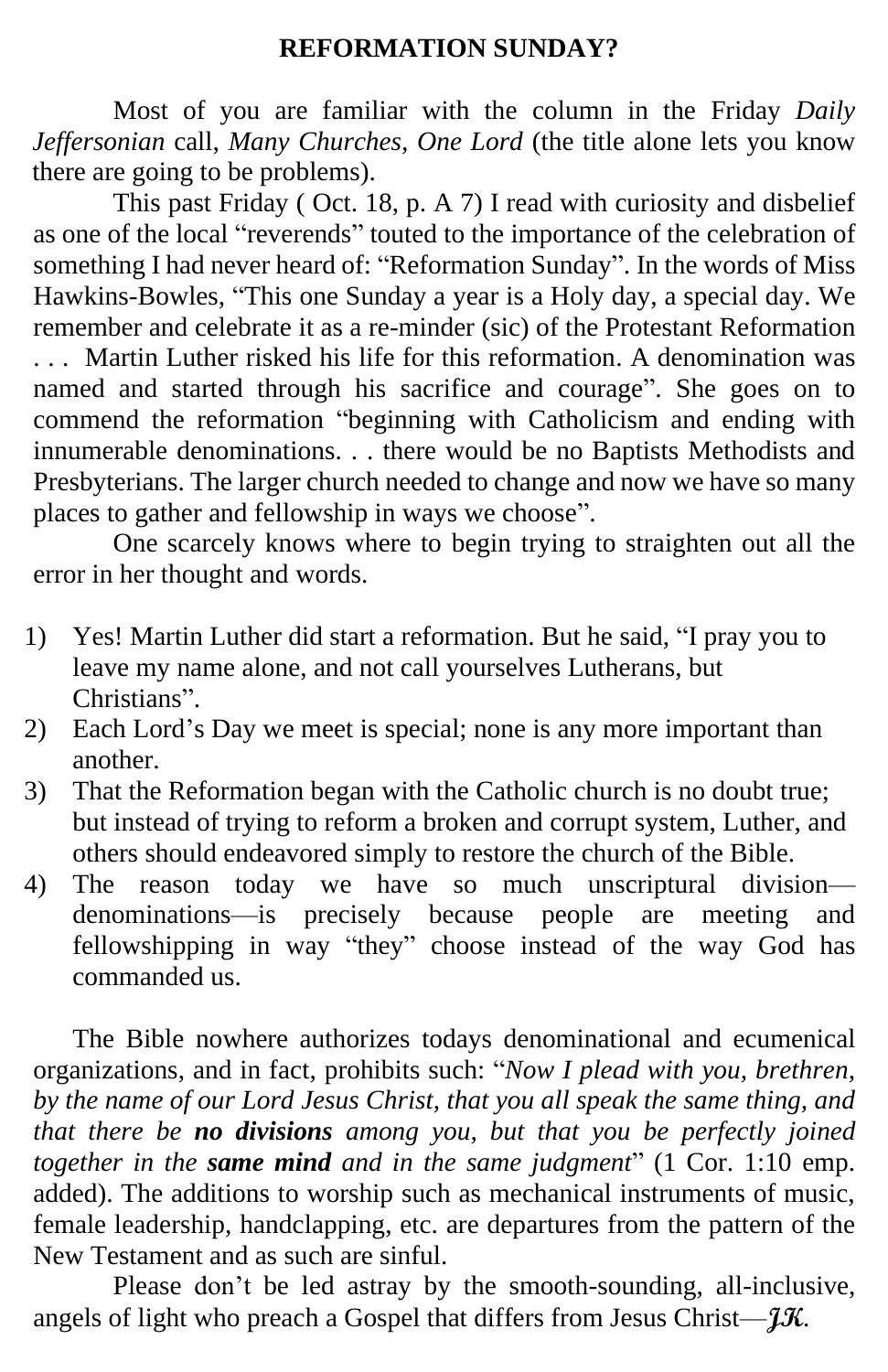## REFORMATION SUNDAY?

Most of you are familiar with the column in the Friday *Daily Jeffersonian* call, *Many Churches, One Lord* (the title alone lets you know there are going to be problems).

This past Friday ( Oct. 18, p. A 7) I read with curiosity and disbelief as one of the local "reverends" touted to the importance of the celebration of something I had never heard of: "Reformation Sunday". In the words of Miss Hawkins-Bowles, "This one Sunday a year is a Holy day, a special day. We remember and celebrate it as a re-minder (sic) of the Protestant Reformation . . . Martin Luther risked his life for this reformation. A denomination was named and started through his sacrifice and courage". She goes on to commend the reformation "beginning with Catholicism and ending with innumerable denominations. . . there would be no Baptists Methodists and Presbyterians. The larger church needed to change and now we have so many places to gather and fellowship in ways we choose".

One scarcely knows where to begin trying to straighten out all the error in her thought and words.

1) Yes! Martin Luther did start a reformation. But he said, "I pray you to leave my name alone, and not call yourselves Lutherans, but Christians".
2) Each Lord's Day we meet is special; none is any more important than another.
3) That the Reformation began with the Catholic church is no doubt true; but instead of trying to reform a broken and corrupt system, Luther, and others should endeavored simply to restore the church of the Bible.
4) The reason today we have so much unscriptural division—denominations—is precisely because people are meeting and fellowshipping in way "they" choose instead of the way God has commanded us.

The Bible nowhere authorizes todays denominational and ecumenical organizations, and in fact, prohibits such: "*Now I plead with you, brethren, by the name of our Lord Jesus Christ, that you all speak the same thing, and that there be **no divisions** among you, but that you be perfectly joined together in the **same mind** and in the same judgment*" (1 Cor. 1:10 emp. added). The additions to worship such as mechanical instruments of music, female leadership, handclapping, etc. are departures from the pattern of the New Testament and as such are sinful.

Please don't be led astray by the smooth-sounding, all-inclusive, angels of light who preach a Gospel that differs from Jesus Christ—***JK***.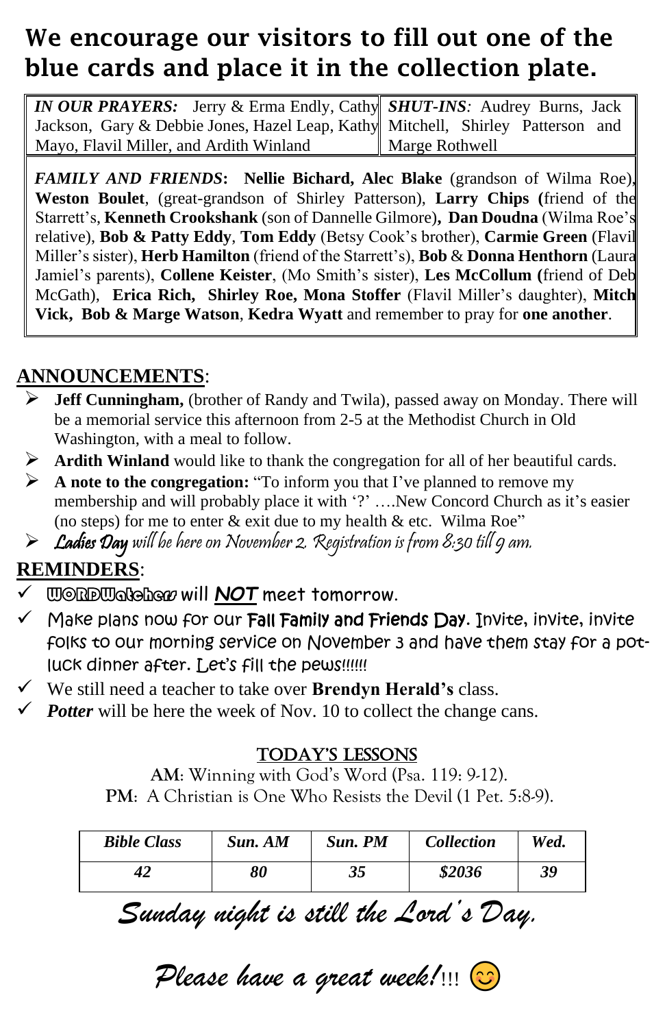# We encourage our visitors to fill out one of the blue cards and place it in the collection plate.

***IN OUR PRAYERS:*** Jerry & Erma Endly, Cathy Jackson, Gary & Debbie Jones, Hazel Leap, Kathy Mayo, Flavil Miller, and Ardith Winland

***SHUT-INS****:* Audrey Burns, Jack Mitchell, Shirley Patterson and Marge Rothwell

***FAMILY AND FRIENDS*****:** **Nellie Bichard, Alec Blake** (grandson of Wilma Roe), **Weston Boulet**, (great-grandson of Shirley Patterson), **Larry Chips (**friend of the Starrett's, **Kenneth Crookshank** (son of Dannelle Gilmore)**, Dan Doudna** (Wilma Roe's relative), **Bob & Patty Eddy**, **Tom Eddy** (Betsy Cook's brother), **Carmie Green** (Flavil Miller's sister), **Herb Hamilton** (friend of the Starrett's), **Bob** & **Donna Henthorn** (Laura Jamiel's parents), **Collene Keister**, (Mo Smith's sister), **Les McCollum (**friend of Deb McGath), **Erica Rich, Shirley Roe, Mona Stoffer** (Flavil Miller's daughter), **Mitch Vick, Bob & Marge Watson**, **Kedra Wyatt** and remember to pray for **one another**.

## ANNOUNCEMENTS:

- **Jeff Cunningham,** (brother of Randy and Twila), passed away on Monday. There will be a memorial service this afternoon from 2-5 at the Methodist Church in Old Washington, with a meal to follow.
- **Ardith Winland** would like to thank the congregation for all of her beautiful cards.
- **A note to the congregation:** "To inform you that I've planned to remove my membership and will probably place it with '?' ….New Concord Church as it's easier (no steps) for me to enter & exit due to my health & etc. Wilma Roe"
- **Ladies Day** will be here on November 2. Registration is from 8:30 till 9 am.

## REMINDERS:

- ✓ WORDWatchers will ***NOT*** meet tomorrow.
- ✓ Make plans now for our **Fall Family and Friends Day**. Invite, invite, invite folks to our morning service on November 3 and have them stay for a pot-luck dinner after. Let's fill the pews!!!!!!
- ✓ We still need a teacher to take over **Brendyn Herald's** class.
- ✓ ***Potter*** will be here the week of Nov. 10 to collect the change cans.

### TODAY'S LESSONS

**AM**: Winning with God's Word (Psa. 119: 9-12).

**PM**: A Christian is One Who Resists the Devil (1 Pet. 5:8-9).

| *Bible Class* | *Sun. AM* | *Sun. PM* | *Collection* | *Wed.* |
|---|---|---|---|---|
| *42* | *80* | *35* | *$2036* | *39* |

*Sunday night is still the Lord's Day.*

*Please have a great week!!!!* 😊